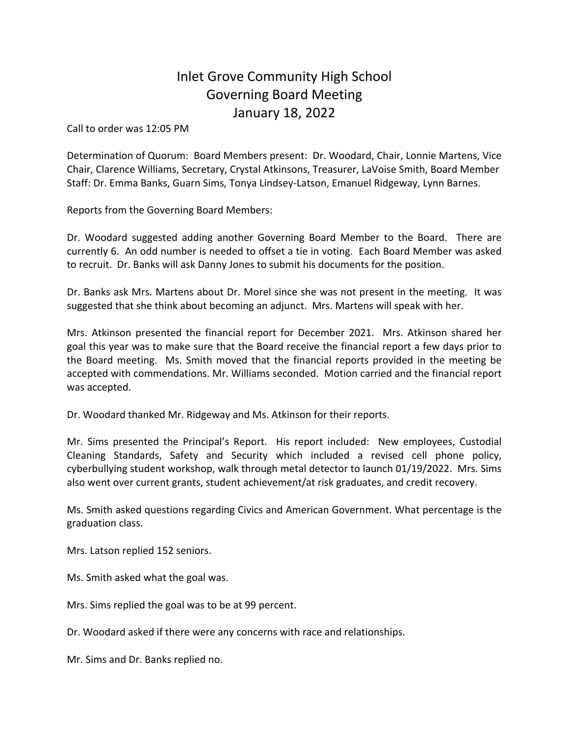# Inlet Grove Community High School
# Governing Board Meeting
# January 18, 2022

Call to order was 12:05 PM

Determination of Quorum: Board Members present: Dr. Woodard, Chair, Lonnie Martens, Vice Chair, Clarence Williams, Secretary, Crystal Atkinsons, Treasurer, LaVoise Smith, Board Member Staff: Dr. Emma Banks, Guarn Sims, Tonya Lindsey-Latson, Emanuel Ridgeway, Lynn Barnes.

Reports from the Governing Board Members:

Dr. Woodard suggested adding another Governing Board Member to the Board. There are currently 6. An odd number is needed to offset a tie in voting. Each Board Member was asked to recruit. Dr. Banks will ask Danny Jones to submit his documents for the position.

Dr. Banks ask Mrs. Martens about Dr. Morel since she was not present in the meeting. It was suggested that she think about becoming an adjunct. Mrs. Martens will speak with her.

Mrs. Atkinson presented the financial report for December 2021. Mrs. Atkinson shared her goal this year was to make sure that the Board receive the financial report a few days prior to the Board meeting. Ms. Smith moved that the financial reports provided in the meeting be accepted with commendations. Mr. Williams seconded. Motion carried and the financial report was accepted.

Dr. Woodard thanked Mr. Ridgeway and Ms. Atkinson for their reports.

Mr. Sims presented the Principal's Report. His report included: New employees, Custodial Cleaning Standards, Safety and Security which included a revised cell phone policy, cyberbullying student workshop, walk through metal detector to launch 01/19/2022. Mrs. Sims also went over current grants, student achievement/at risk graduates, and credit recovery.

Ms. Smith asked questions regarding Civics and American Government. What percentage is the graduation class.

Mrs. Latson replied 152 seniors.

Ms. Smith asked what the goal was.

Mrs. Sims replied the goal was to be at 99 percent.

Dr. Woodard asked if there were any concerns with race and relationships.

Mr. Sims and Dr. Banks replied no.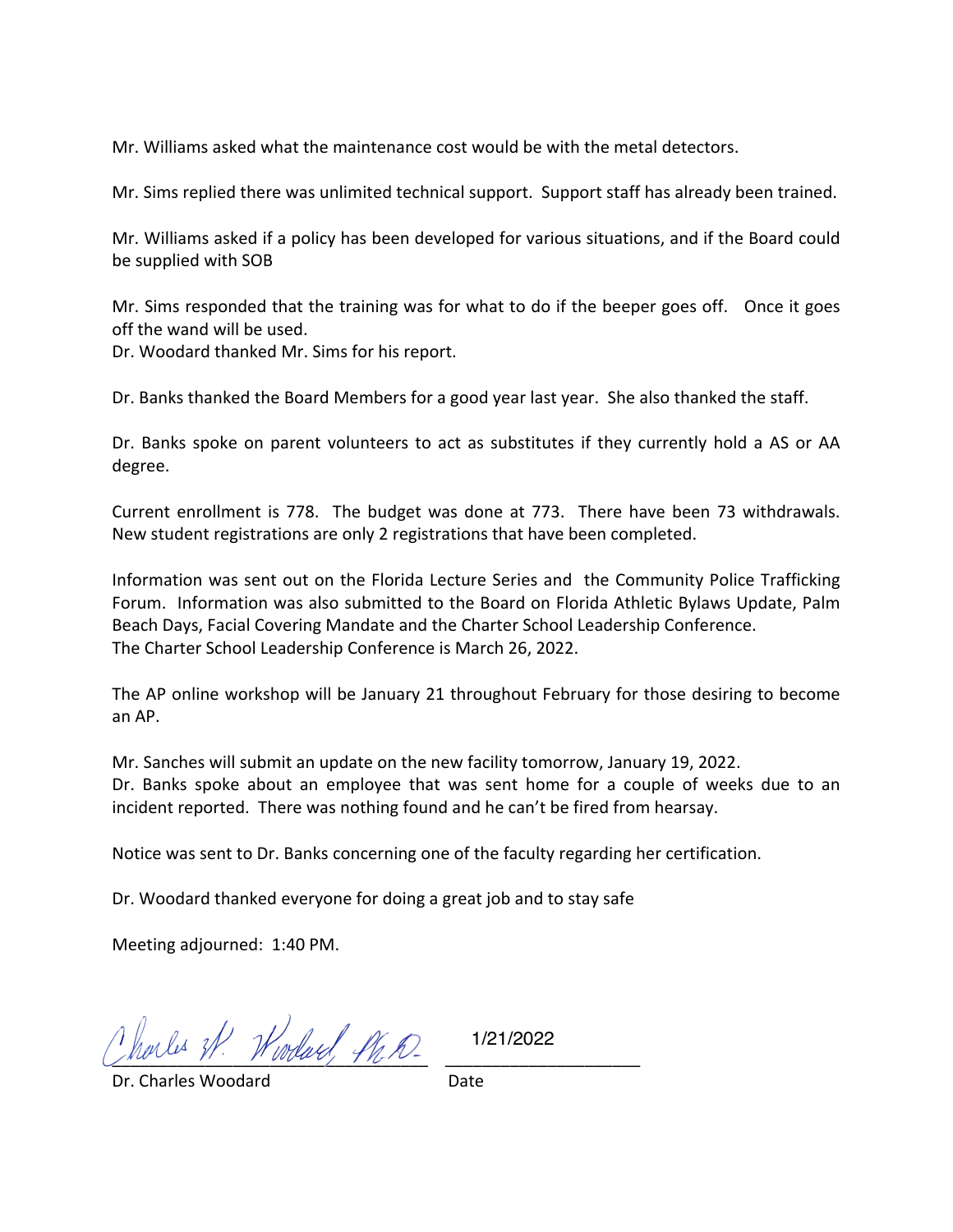Mr. Williams asked what the maintenance cost would be with the metal detectors.

Mr. Sims replied there was unlimited technical support. Support staff has already been trained.

Mr. Williams asked if a policy has been developed for various situations, and if the Board could be supplied with SOB

Mr. Sims responded that the training was for what to do if the beeper goes off. Once it goes off the wand will be used.
Dr. Woodard thanked Mr. Sims for his report.

Dr. Banks thanked the Board Members for a good year last year. She also thanked the staff.

Dr. Banks spoke on parent volunteers to act as substitutes if they currently hold a AS or AA degree.

Current enrollment is 778. The budget was done at 773. There have been 73 withdrawals. New student registrations are only 2 registrations that have been completed.

Information was sent out on the Florida Lecture Series and the Community Police Trafficking Forum. Information was also submitted to the Board on Florida Athletic Bylaws Update, Palm Beach Days, Facial Covering Mandate and the Charter School Leadership Conference.
The Charter School Leadership Conference is March 26, 2022.

The AP online workshop will be January 21 throughout February for those desiring to become an AP.

Mr. Sanches will submit an update on the new facility tomorrow, January 19, 2022.
Dr. Banks spoke about an employee that was sent home for a couple of weeks due to an incident reported. There was nothing found and he can't be fired from hearsay.

Notice was sent to Dr. Banks concerning one of the faculty regarding her certification.

Dr. Woodard thanked everyone for doing a great job and to stay safe

Meeting adjourned: 1:40 PM.

Charles W. Woodard, Ph.D. ______________________ 1/21/2022 ______________________

Dr. Charles Woodard Date